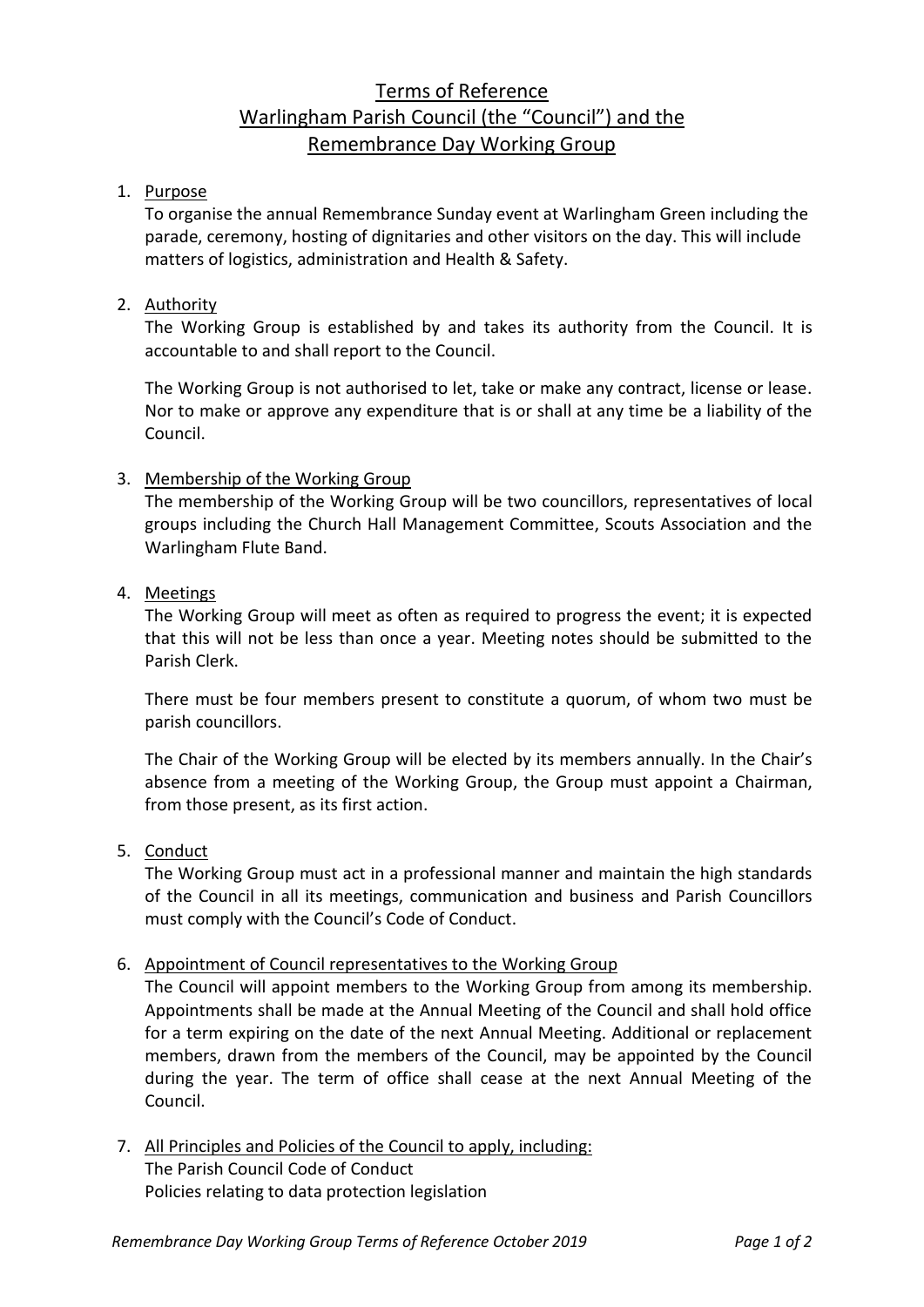# Terms of Reference
# Warlingham Parish Council (the "Council") and the Remembrance Day Working Group

1. Purpose

   To organise the annual Remembrance Sunday event at Warlingham Green including the parade, ceremony, hosting of dignitaries and other visitors on the day. This will include matters of logistics, administration and Health & Safety.

2. Authority

   The Working Group is established by and takes its authority from the Council. It is accountable to and shall report to the Council.

   The Working Group is not authorised to let, take or make any contract, license or lease. Nor to make or approve any expenditure that is or shall at any time be a liability of the Council.

3. Membership of the Working Group

   The membership of the Working Group will be two councillors, representatives of local groups including the Church Hall Management Committee, Scouts Association and the Warlingham Flute Band.

4. Meetings

   The Working Group will meet as often as required to progress the event; it is expected that this will not be less than once a year. Meeting notes should be submitted to the Parish Clerk.

   There must be four members present to constitute a quorum, of whom two must be parish councillors.

   The Chair of the Working Group will be elected by its members annually. In the Chair's absence from a meeting of the Working Group, the Group must appoint a Chairman, from those present, as its first action.

5. Conduct

   The Working Group must act in a professional manner and maintain the high standards of the Council in all its meetings, communication and business and Parish Councillors must comply with the Council's Code of Conduct.

6. Appointment of Council representatives to the Working Group

   The Council will appoint members to the Working Group from among its membership. Appointments shall be made at the Annual Meeting of the Council and shall hold office for a term expiring on the date of the next Annual Meeting. Additional or replacement members, drawn from the members of the Council, may be appointed by the Council during the year. The term of office shall cease at the next Annual Meeting of the Council.

7. All Principles and Policies of the Council to apply, including:

   The Parish Council Code of Conduct
   Policies relating to data protection legislation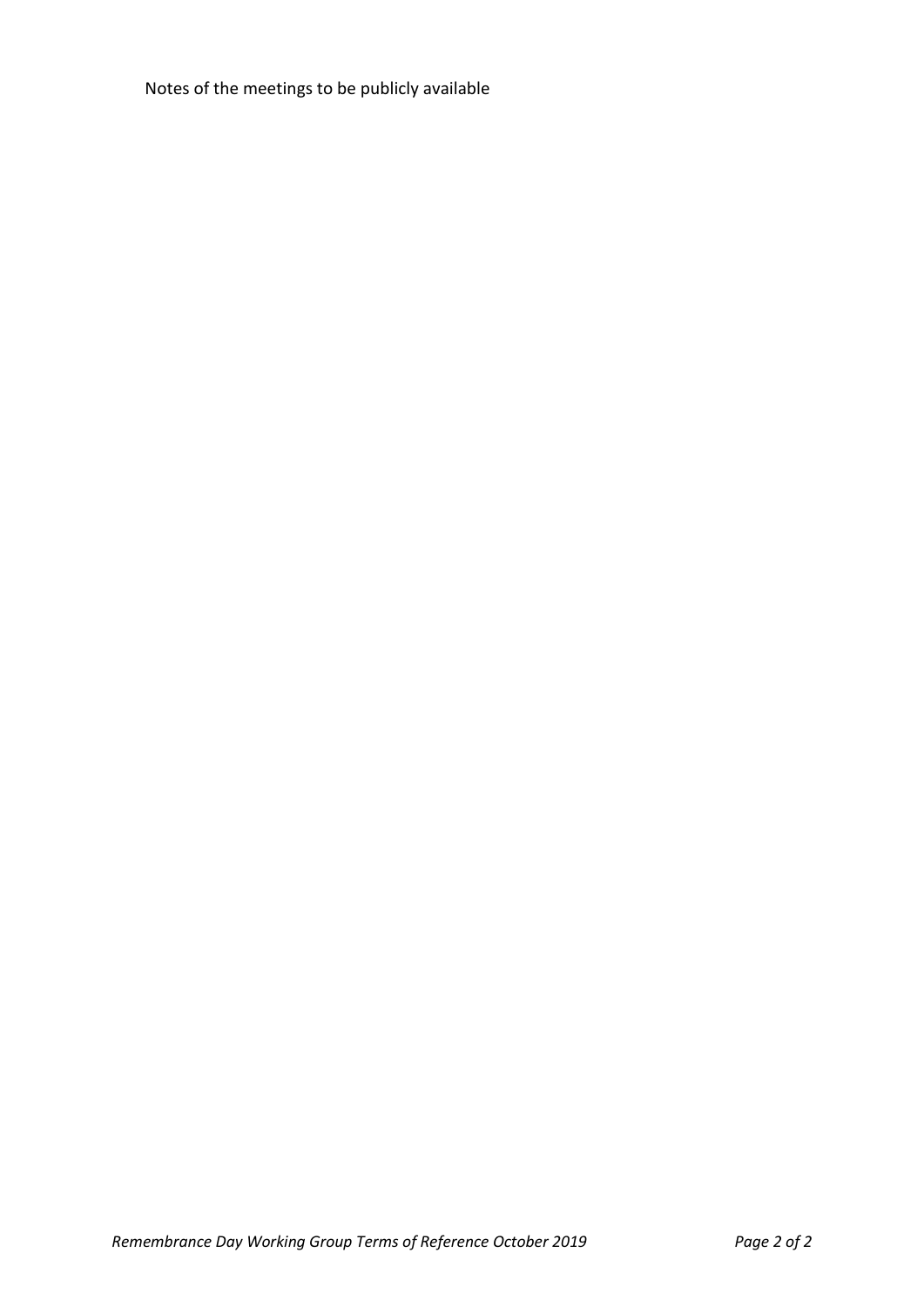Notes of the meetings to be publicly available